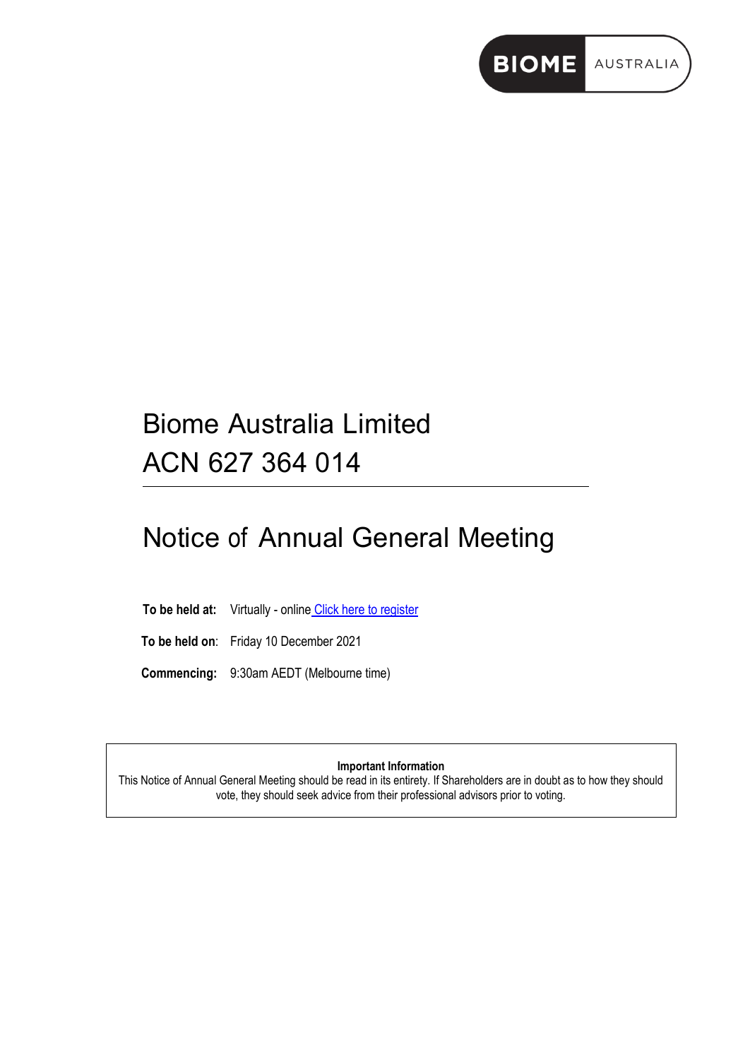BIOME AUSTRALIA

# Biome Australia Limited
# ACN 627 364 014

## Notice of Annual General Meeting

**To be held at:** Virtually - online Click here to register

**To be held on**: Friday 10 December 2021

**Commencing:** 9:30am AEDT (Melbourne time)

**Important Information**

This Notice of Annual General Meeting should be read in its entirety. If Shareholders are in doubt as to how they should vote, they should seek advice from their professional advisors prior to voting.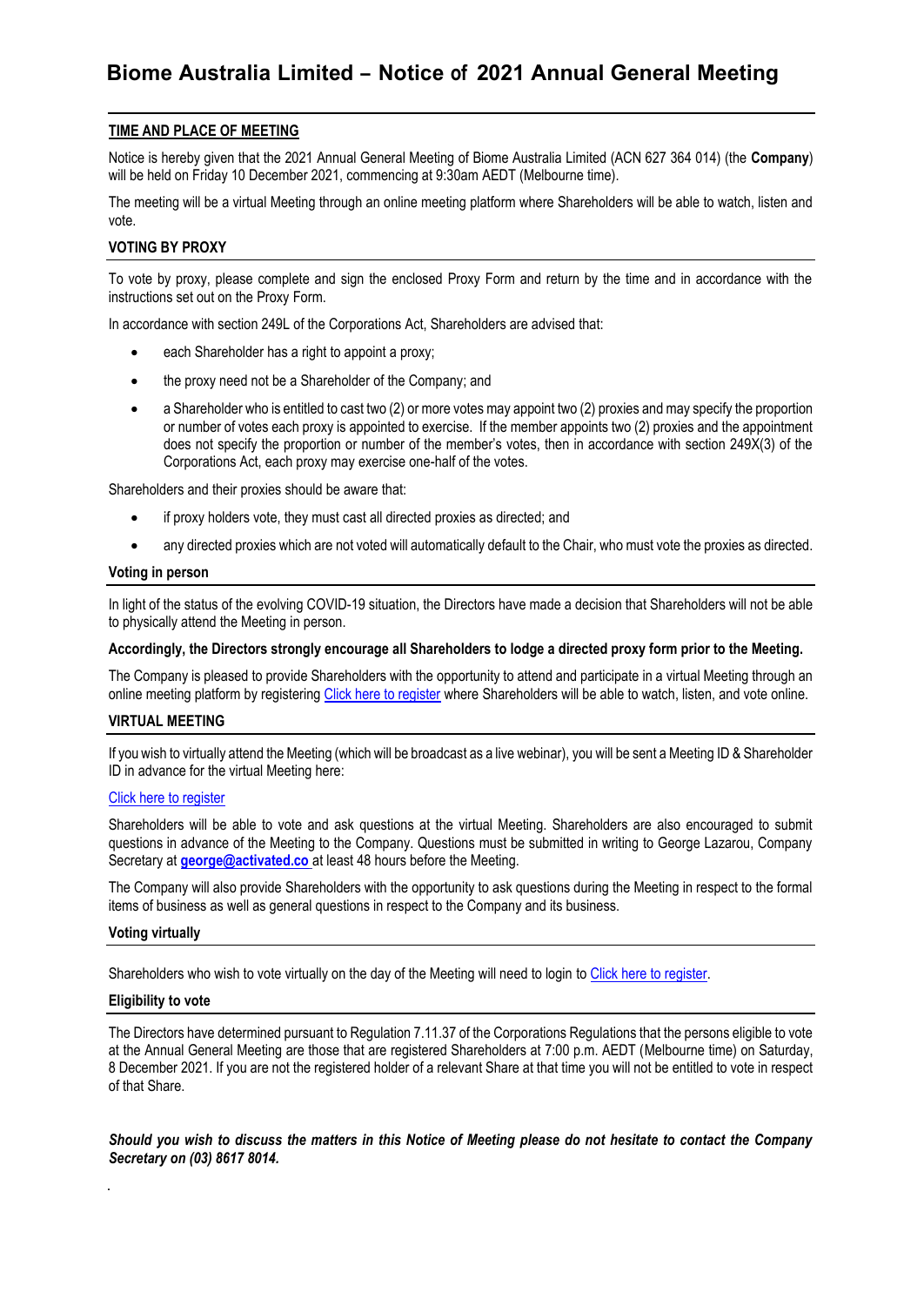# Biome Australia Limited – Notice of 2021 Annual General Meeting

## TIME AND PLACE OF MEETING

Notice is hereby given that the 2021 Annual General Meeting of Biome Australia Limited (ACN 627 364 014) (the **Company**) will be held on Friday 10 December 2021, commencing at 9:30am AEDT (Melbourne time).

The meeting will be a virtual Meeting through an online meeting platform where Shareholders will be able to watch, listen and vote.

## VOTING BY PROXY

To vote by proxy, please complete and sign the enclosed Proxy Form and return by the time and in accordance with the instructions set out on the Proxy Form.

In accordance with section 249L of the Corporations Act, Shareholders are advised that:

- each Shareholder has a right to appoint a proxy;
- the proxy need not be a Shareholder of the Company; and
- a Shareholder who is entitled to cast two (2) or more votes may appoint two (2) proxies and may specify the proportion or number of votes each proxy is appointed to exercise. If the member appoints two (2) proxies and the appointment does not specify the proportion or number of the member's votes, then in accordance with section 249X(3) of the Corporations Act, each proxy may exercise one-half of the votes.

Shareholders and their proxies should be aware that:

- if proxy holders vote, they must cast all directed proxies as directed; and
- any directed proxies which are not voted will automatically default to the Chair, who must vote the proxies as directed.

## Voting in person

In light of the status of the evolving COVID-19 situation, the Directors have made a decision that Shareholders will not be able to physically attend the Meeting in person.

**Accordingly, the Directors strongly encourage all Shareholders to lodge a directed proxy form prior to the Meeting.**

The Company is pleased to provide Shareholders with the opportunity to attend and participate in a virtual Meeting through an online meeting platform by registering Click here to register where Shareholders will be able to watch, listen, and vote online.

## VIRTUAL MEETING

If you wish to virtually attend the Meeting (which will be broadcast as a live webinar), you will be sent a Meeting ID & Shareholder ID in advance for the virtual Meeting here:

Click here to register

Shareholders will be able to vote and ask questions at the virtual Meeting. Shareholders are also encouraged to submit questions in advance of the Meeting to the Company. Questions must be submitted in writing to George Lazarou, Company Secretary at **george@activated.co** at least 48 hours before the Meeting.

The Company will also provide Shareholders with the opportunity to ask questions during the Meeting in respect to the formal items of business as well as general questions in respect to the Company and its business.

## Voting virtually

Shareholders who wish to vote virtually on the day of the Meeting will need to login to Click here to register.

## Eligibility to vote

The Directors have determined pursuant to Regulation 7.11.37 of the Corporations Regulations that the persons eligible to vote at the Annual General Meeting are those that are registered Shareholders at 7:00 p.m. AEDT (Melbourne time) on Saturday, 8 December 2021. If you are not the registered holder of a relevant Share at that time you will not be entitled to vote in respect of that Share.

***Should you wish to discuss the matters in this Notice of Meeting please do not hesitate to contact the Company Secretary on (03) 8617 8014.***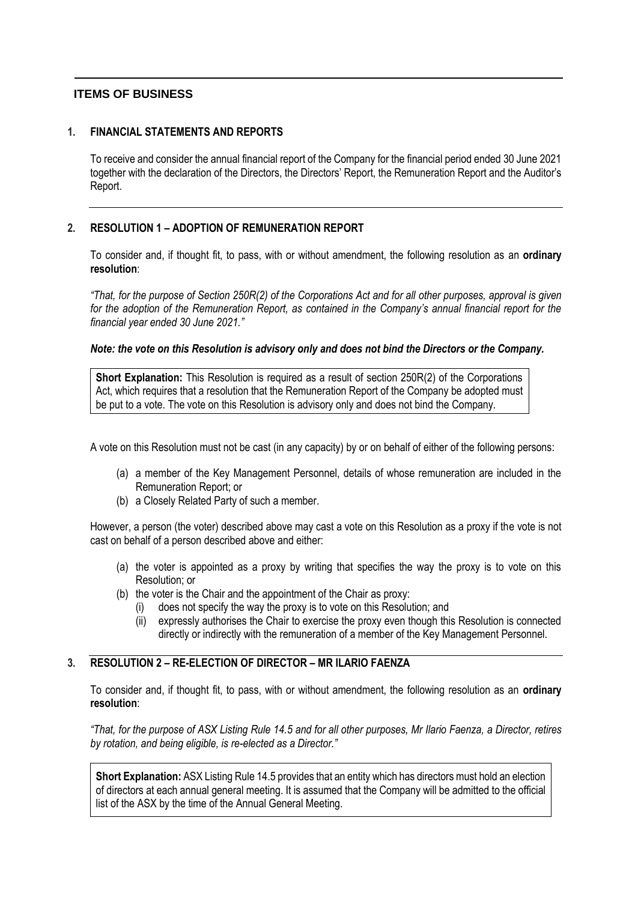## ITEMS OF BUSINESS

### 1. FINANCIAL STATEMENTS AND REPORTS

To receive and consider the annual financial report of the Company for the financial period ended 30 June 2021 together with the declaration of the Directors, the Directors' Report, the Remuneration Report and the Auditor's Report.

### 2. RESOLUTION 1 – ADOPTION OF REMUNERATION REPORT

To consider and, if thought fit, to pass, with or without amendment, the following resolution as an **ordinary resolution**:

*"That, for the purpose of Section 250R(2) of the Corporations Act and for all other purposes, approval is given for the adoption of the Remuneration Report, as contained in the Company's annual financial report for the financial year ended 30 June 2021."*

***Note: the vote on this Resolution is advisory only and does not bind the Directors or the Company.***

**Short Explanation:** This Resolution is required as a result of section 250R(2) of the Corporations Act, which requires that a resolution that the Remuneration Report of the Company be adopted must be put to a vote. The vote on this Resolution is advisory only and does not bind the Company.

A vote on this Resolution must not be cast (in any capacity) by or on behalf of either of the following persons:

(a) a member of the Key Management Personnel, details of whose remuneration are included in the Remuneration Report; or
(b) a Closely Related Party of such a member.

However, a person (the voter) described above may cast a vote on this Resolution as a proxy if the vote is not cast on behalf of a person described above and either:

(a) the voter is appointed as a proxy by writing that specifies the way the proxy is to vote on this Resolution; or
(b) the voter is the Chair and the appointment of the Chair as proxy:
    (i) does not specify the way the proxy is to vote on this Resolution; and
    (ii) expressly authorises the Chair to exercise the proxy even though this Resolution is connected directly or indirectly with the remuneration of a member of the Key Management Personnel.

### 3. RESOLUTION 2 – RE-ELECTION OF DIRECTOR – MR ILARIO FAENZA

To consider and, if thought fit, to pass, with or without amendment, the following resolution as an **ordinary resolution**:

*"That, for the purpose of ASX Listing Rule 14.5 and for all other purposes, Mr Ilario Faenza, a Director, retires by rotation, and being eligible, is re-elected as a Director."*

**Short Explanation:** ASX Listing Rule 14.5 provides that an entity which has directors must hold an election of directors at each annual general meeting. It is assumed that the Company will be admitted to the official list of the ASX by the time of the Annual General Meeting.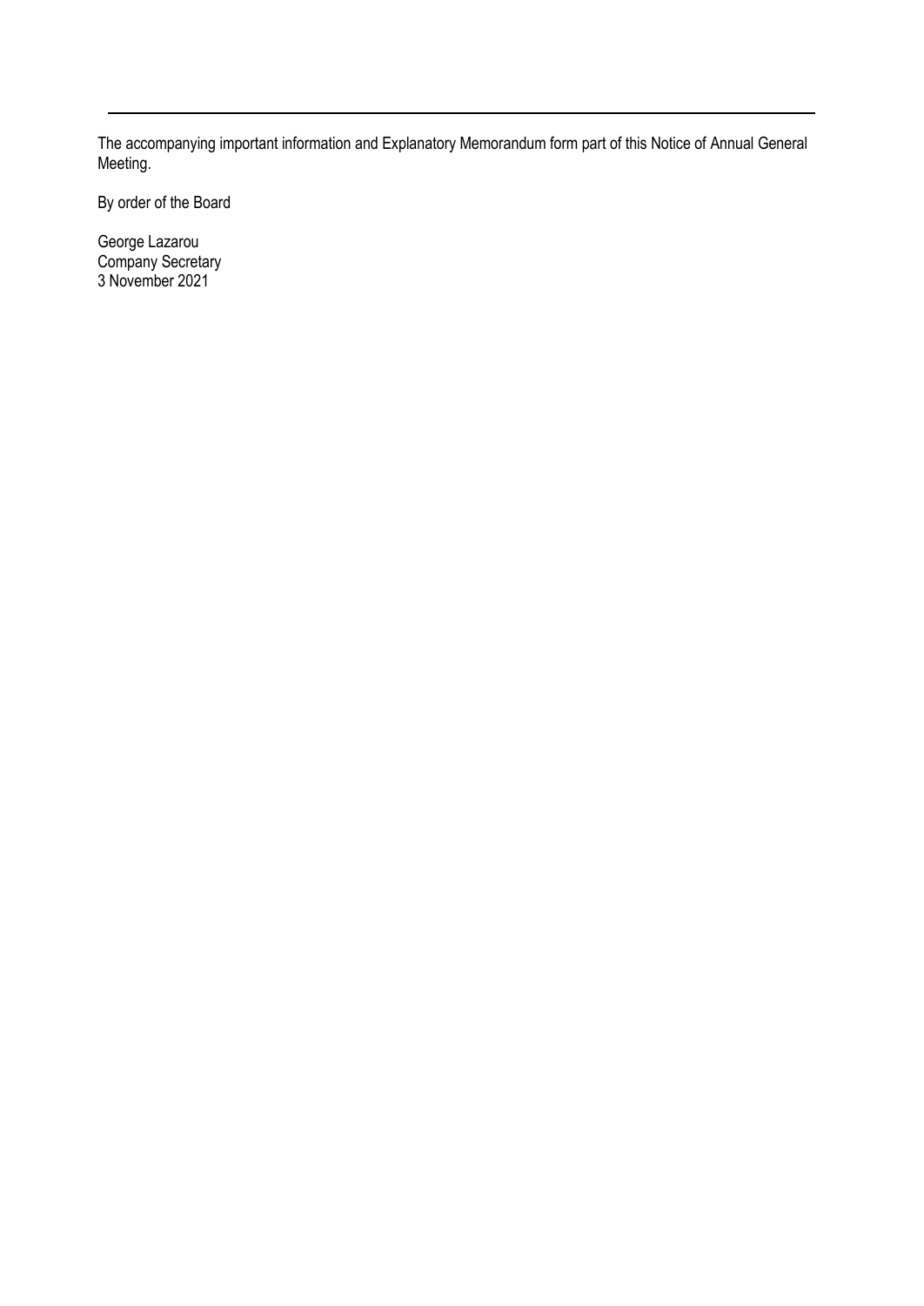---

The accompanying important information and Explanatory Memorandum form part of this Notice of Annual General Meeting.

By order of the Board

George Lazarou
Company Secretary
3 November 2021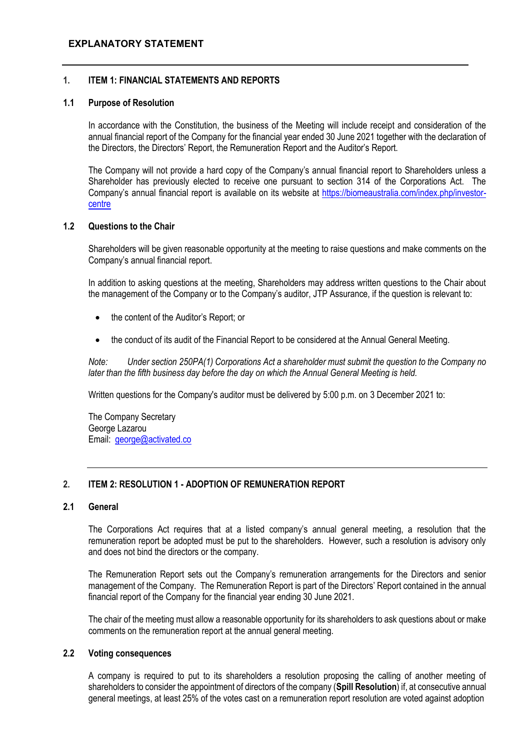# EXPLANATORY STATEMENT

## 1. ITEM 1: FINANCIAL STATEMENTS AND REPORTS

### 1.1 Purpose of Resolution

In accordance with the Constitution, the business of the Meeting will include receipt and consideration of the annual financial report of the Company for the financial year ended 30 June 2021 together with the declaration of the Directors, the Directors' Report, the Remuneration Report and the Auditor's Report.

The Company will not provide a hard copy of the Company's annual financial report to Shareholders unless a Shareholder has previously elected to receive one pursuant to section 314 of the Corporations Act. The Company's annual financial report is available on its website at https://biomeaustralia.com/index.php/investor-centre

### 1.2 Questions to the Chair

Shareholders will be given reasonable opportunity at the meeting to raise questions and make comments on the Company's annual financial report.

In addition to asking questions at the meeting, Shareholders may address written questions to the Chair about the management of the Company or to the Company's auditor, JTP Assurance, if the question is relevant to:

- the content of the Auditor's Report; or
- the conduct of its audit of the Financial Report to be considered at the Annual General Meeting.

*Note: Under section 250PA(1) Corporations Act a shareholder must submit the question to the Company no later than the fifth business day before the day on which the Annual General Meeting is held.*

Written questions for the Company's auditor must be delivered by 5:00 p.m. on 3 December 2021 to:

The Company Secretary
George Lazarou
Email: george@activated.co

## 2. ITEM 2: RESOLUTION 1 - ADOPTION OF REMUNERATION REPORT

### 2.1 General

The Corporations Act requires that at a listed company's annual general meeting, a resolution that the remuneration report be adopted must be put to the shareholders. However, such a resolution is advisory only and does not bind the directors or the company.

The Remuneration Report sets out the Company's remuneration arrangements for the Directors and senior management of the Company. The Remuneration Report is part of the Directors' Report contained in the annual financial report of the Company for the financial year ending 30 June 2021.

The chair of the meeting must allow a reasonable opportunity for its shareholders to ask questions about or make comments on the remuneration report at the annual general meeting.

### 2.2 Voting consequences

A company is required to put to its shareholders a resolution proposing the calling of another meeting of shareholders to consider the appointment of directors of the company (**Spill Resolution**) if, at consecutive annual general meetings, at least 25% of the votes cast on a remuneration report resolution are voted against adoption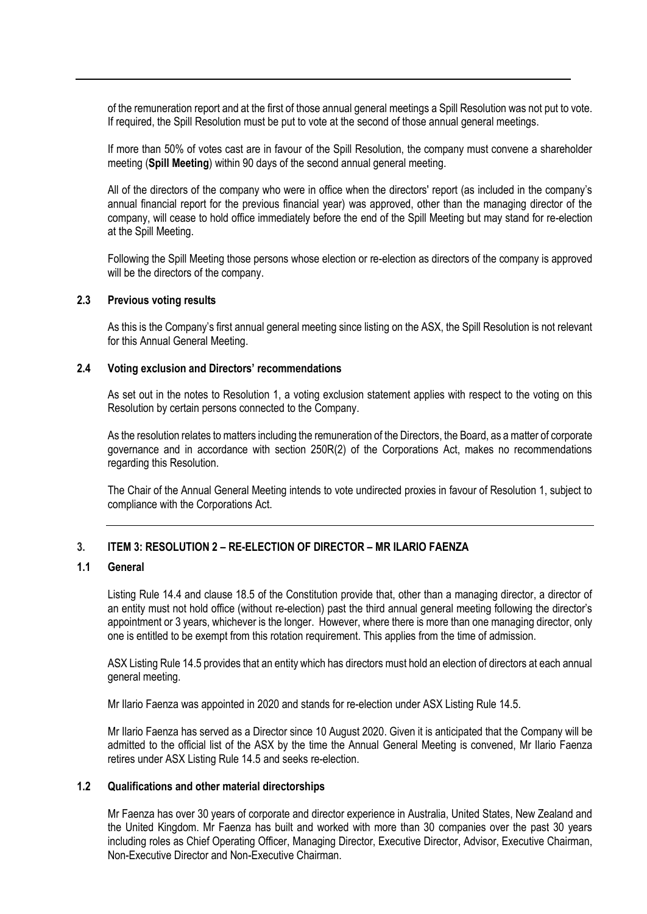of the remuneration report and at the first of those annual general meetings a Spill Resolution was not put to vote. If required, the Spill Resolution must be put to vote at the second of those annual general meetings.

If more than 50% of votes cast are in favour of the Spill Resolution, the company must convene a shareholder meeting (**Spill Meeting**) within 90 days of the second annual general meeting.

All of the directors of the company who were in office when the directors' report (as included in the company's annual financial report for the previous financial year) was approved, other than the managing director of the company, will cease to hold office immediately before the end of the Spill Meeting but may stand for re-election at the Spill Meeting.

Following the Spill Meeting those persons whose election or re-election as directors of the company is approved will be the directors of the company.

### 2.3 Previous voting results

As this is the Company's first annual general meeting since listing on the ASX, the Spill Resolution is not relevant for this Annual General Meeting.

### 2.4 Voting exclusion and Directors' recommendations

As set out in the notes to Resolution 1, a voting exclusion statement applies with respect to the voting on this Resolution by certain persons connected to the Company.

As the resolution relates to matters including the remuneration of the Directors, the Board, as a matter of corporate governance and in accordance with section 250R(2) of the Corporations Act, makes no recommendations regarding this Resolution.

The Chair of the Annual General Meeting intends to vote undirected proxies in favour of Resolution 1, subject to compliance with the Corporations Act.

---

## 3. ITEM 3: RESOLUTION 2 – RE-ELECTION OF DIRECTOR – MR ILARIO FAENZA

### 1.1 General

Listing Rule 14.4 and clause 18.5 of the Constitution provide that, other than a managing director, a director of an entity must not hold office (without re-election) past the third annual general meeting following the director's appointment or 3 years, whichever is the longer. However, where there is more than one managing director, only one is entitled to be exempt from this rotation requirement. This applies from the time of admission.

ASX Listing Rule 14.5 provides that an entity which has directors must hold an election of directors at each annual general meeting.

Mr Ilario Faenza was appointed in 2020 and stands for re-election under ASX Listing Rule 14.5.

Mr Ilario Faenza has served as a Director since 10 August 2020. Given it is anticipated that the Company will be admitted to the official list of the ASX by the time the Annual General Meeting is convened, Mr Ilario Faenza retires under ASX Listing Rule 14.5 and seeks re-election.

### 1.2 Qualifications and other material directorships

Mr Faenza has over 30 years of corporate and director experience in Australia, United States, New Zealand and the United Kingdom. Mr Faenza has built and worked with more than 30 companies over the past 30 years including roles as Chief Operating Officer, Managing Director, Executive Director, Advisor, Executive Chairman, Non-Executive Director and Non-Executive Chairman.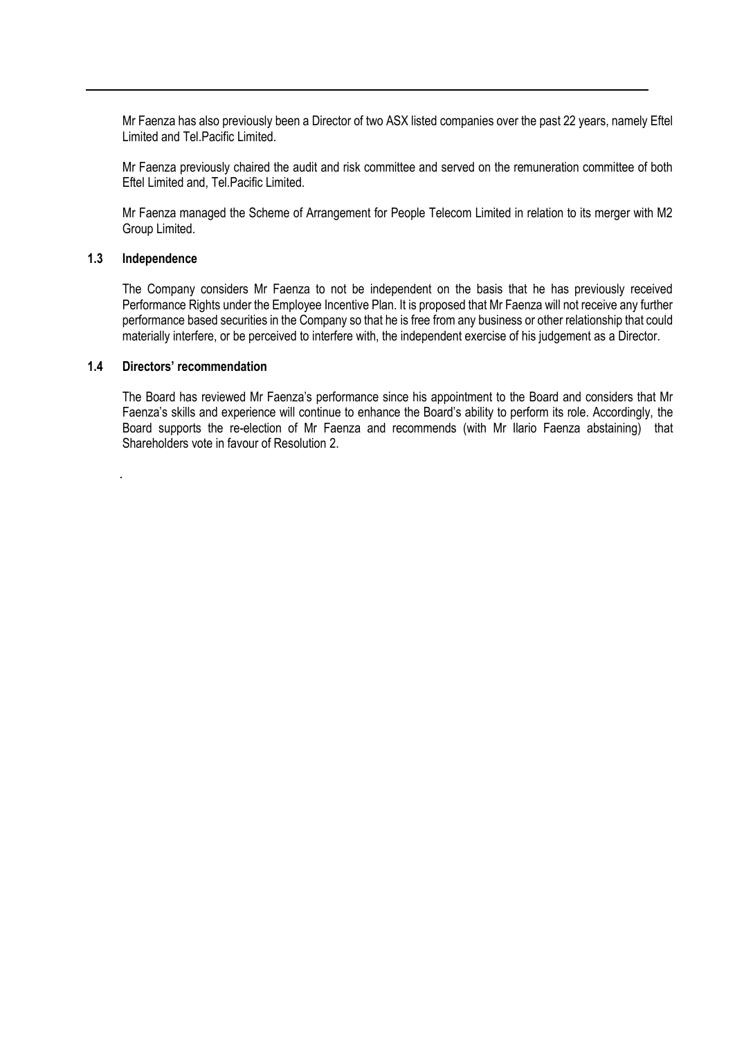Mr Faenza has also previously been a Director of two ASX listed companies over the past 22 years, namely Eftel Limited and Tel.Pacific Limited.

Mr Faenza previously chaired the audit and risk committee and served on the remuneration committee of both Eftel Limited and, Tel.Pacific Limited.

Mr Faenza managed the Scheme of Arrangement for People Telecom Limited in relation to its merger with M2 Group Limited.

### 1.3 Independence

The Company considers Mr Faenza to not be independent on the basis that he has previously received Performance Rights under the Employee Incentive Plan. It is proposed that Mr Faenza will not receive any further performance based securities in the Company so that he is free from any business or other relationship that could materially interfere, or be perceived to interfere with, the independent exercise of his judgement as a Director.

### 1.4 Directors' recommendation

The Board has reviewed Mr Faenza's performance since his appointment to the Board and considers that Mr Faenza's skills and experience will continue to enhance the Board's ability to perform its role. Accordingly, the Board supports the re-election of Mr Faenza and recommends (with Mr Ilario Faenza abstaining) that Shareholders vote in favour of Resolution 2.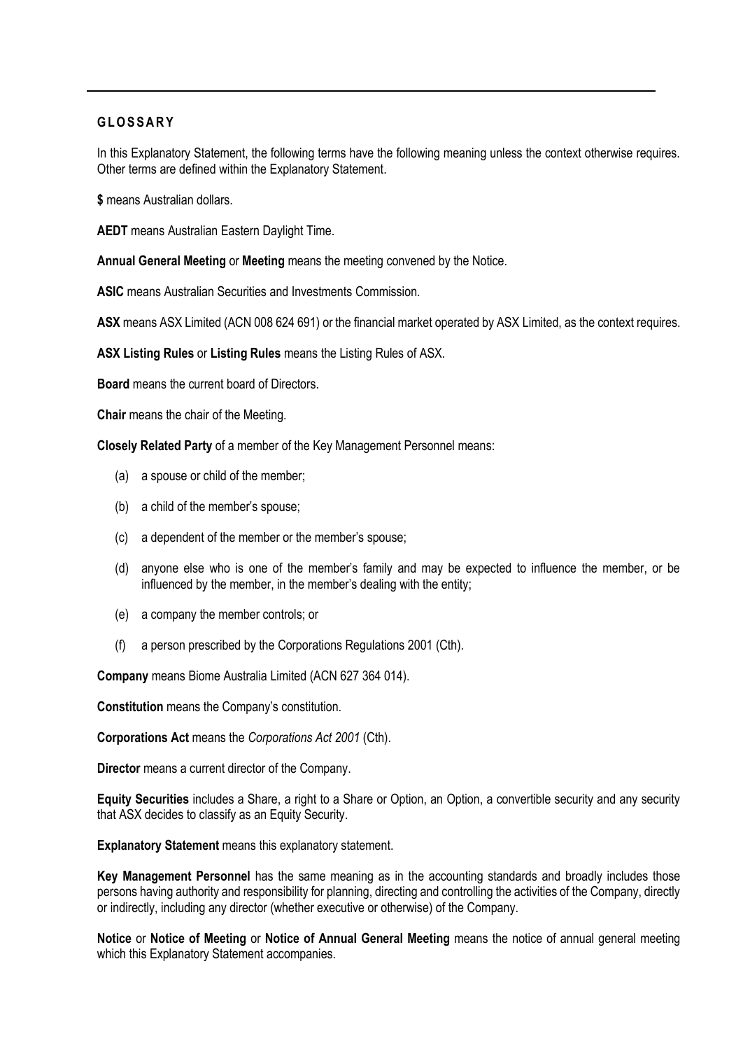## GLOSSARY

In this Explanatory Statement, the following terms have the following meaning unless the context otherwise requires. Other terms are defined within the Explanatory Statement.

**$** means Australian dollars.

**AEDT** means Australian Eastern Daylight Time.

**Annual General Meeting** or **Meeting** means the meeting convened by the Notice.

**ASIC** means Australian Securities and Investments Commission.

**ASX** means ASX Limited (ACN 008 624 691) or the financial market operated by ASX Limited, as the context requires.

**ASX Listing Rules** or **Listing Rules** means the Listing Rules of ASX.

**Board** means the current board of Directors.

**Chair** means the chair of the Meeting.

**Closely Related Party** of a member of the Key Management Personnel means:

(a) a spouse or child of the member;

(b) a child of the member's spouse;

(c) a dependent of the member or the member's spouse;

(d) anyone else who is one of the member's family and may be expected to influence the member, or be influenced by the member, in the member's dealing with the entity;

(e) a company the member controls; or

(f) a person prescribed by the Corporations Regulations 2001 (Cth).

**Company** means Biome Australia Limited (ACN 627 364 014).

**Constitution** means the Company's constitution.

**Corporations Act** means the *Corporations Act 2001* (Cth).

**Director** means a current director of the Company.

**Equity Securities** includes a Share, a right to a Share or Option, an Option, a convertible security and any security that ASX decides to classify as an Equity Security.

**Explanatory Statement** means this explanatory statement.

**Key Management Personnel** has the same meaning as in the accounting standards and broadly includes those persons having authority and responsibility for planning, directing and controlling the activities of the Company, directly or indirectly, including any director (whether executive or otherwise) of the Company.

**Notice** or **Notice of Meeting** or **Notice of Annual General Meeting** means the notice of annual general meeting which this Explanatory Statement accompanies.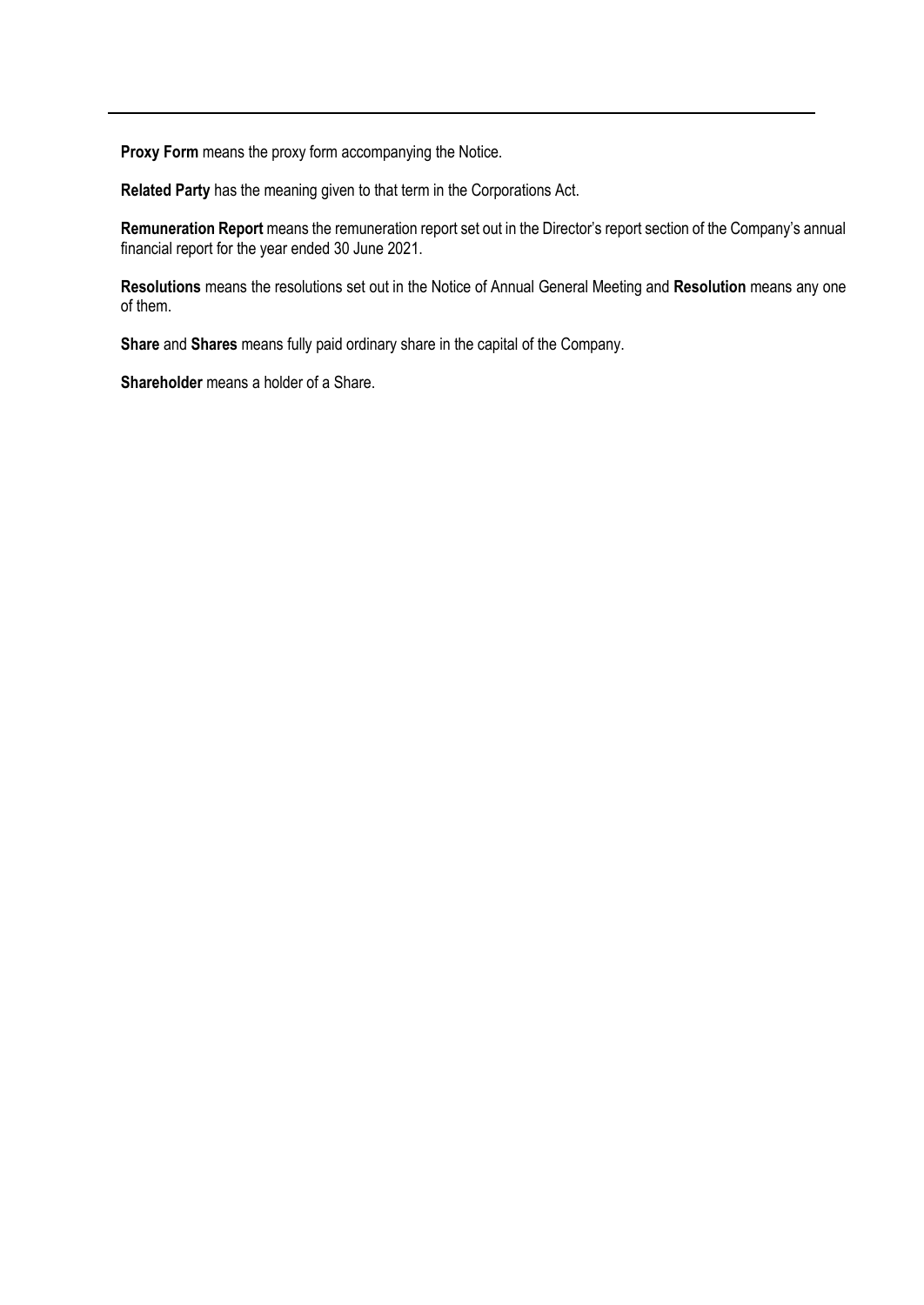**Proxy Form** means the proxy form accompanying the Notice.

**Related Party** has the meaning given to that term in the Corporations Act.

**Remuneration Report** means the remuneration report set out in the Director's report section of the Company's annual financial report for the year ended 30 June 2021.

**Resolutions** means the resolutions set out in the Notice of Annual General Meeting and **Resolution** means any one of them.

**Share** and **Shares** means fully paid ordinary share in the capital of the Company.

**Shareholder** means a holder of a Share.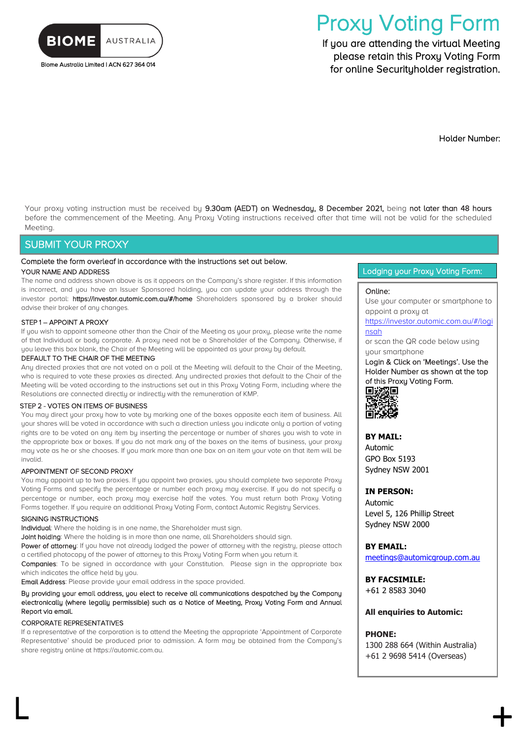Biome Australia Limited | ACN 627 364 014

# Proxy Voting Form

If you are attending the virtual Meeting please retain this Proxy Voting Form for online Securityholder registration.

Holder Number:

Your proxy voting instruction must be received by **9.30am (AEDT) on Wednesday, 8 December 2021,** being **not later than 48 hours** before the commencement of the Meeting. Any Proxy Voting instructions received after that time will not be valid for the scheduled Meeting.

## SUBMIT YOUR PROXY

Complete the form overleaf in accordance with the instructions set out below.

**YOUR NAME AND ADDRESS**

The name and address shown above is as it appears on the Company's share register. If this information is incorrect, and you have an Issuer Sponsored holding, you can update your address through the investor portal: **https://investor.automic.com.au/#/home** Shareholders sponsored by a broker should advise their broker of any changes.

**STEP 1 – APPOINT A PROXY**

If you wish to appoint someone other than the Chair of the Meeting as your proxy, please write the name of that Individual or body corporate. A proxy need not be a Shareholder of the Company. Otherwise, if you leave this box blank, the Chair of the Meeting will be appointed as your proxy by default.

**DEFAULT TO THE CHAIR OF THE MEETING**

Any directed proxies that are not voted on a poll at the Meeting will default to the Chair of the Meeting, who is required to vote these proxies as directed. Any undirected proxies that default to the Chair of the Meeting will be voted according to the instructions set out in this Proxy Voting Form, including where the Resolutions are connected directly or indirectly with the remuneration of KMP.

**STEP 2 - VOTES ON ITEMS OF BUSINESS**

You may direct your proxy how to vote by marking one of the boxes opposite each item of business. All your shares will be voted in accordance with such a direction unless you indicate only a portion of voting rights are to be voted on any item by inserting the percentage or number of shares you wish to vote in the appropriate box or boxes. If you do not mark any of the boxes on the items of business, your proxy may vote as he or she chooses. If you mark more than one box on an item your vote on that item will be invalid.

**APPOINTMENT OF SECOND PROXY**

You may appoint up to two proxies. If you appoint two proxies, you should complete two separate Proxy Voting Forms and specify the percentage or number each proxy may exercise. If you do not specify a percentage or number, each proxy may exercise half the votes. You must return both Proxy Voting Forms together. If you require an additional Proxy Voting Form, contact Automic Registry Services.

**SIGNING INSTRUCTIONS**

**Individual**: Where the holding is in one name, the Shareholder must sign.

**Joint holding**: Where the holding is in more than one name, all Shareholders should sign.

**Power of attorney**: If you have not already lodged the power of attorney with the registry, please attach a certified photocopy of the power of attorney to this Proxy Voting Form when you return it.

**Companies**: To be signed in accordance with your Constitution. Please sign in the appropriate box which indicates the office held by you.

**Email Address**: Please provide your email address in the space provided.

**By providing your email address, you elect to receive all communications despatched by the Company electronically (where legally permissible) such as a Notice of Meeting, Proxy Voting Form and Annual Report via email.**

**CORPORATE REPRESENTATIVES**

If a representative of the corporation is to attend the Meeting the appropriate 'Appointment of Corporate Representative' should be produced prior to admission. A form may be obtained from the Company's share registry online at https://automic.com.au.

### Lodging your Proxy Voting Form:

**Online:**

Use your computer or smartphone to appoint a proxy at https://investor.automic.com.au/#/loginsah

or scan the QR code below using your smartphone

Login & Click on 'Meetings'. Use the Holder Number as shown at the top of this Proxy Voting Form.

**BY MAIL:**

Automic
GPO Box 5193
Sydney NSW 2001

**IN PERSON:**

Automic
Level 5, 126 Phillip Street
Sydney NSW 2000

**BY EMAIL:**

meetings@automicgroup.com.au

**BY FACSIMILE:**

+61 2 8583 3040

**All enquiries to Automic:**

**PHONE:**

1300 288 664 (Within Australia)
+61 2 9698 5414 (Overseas)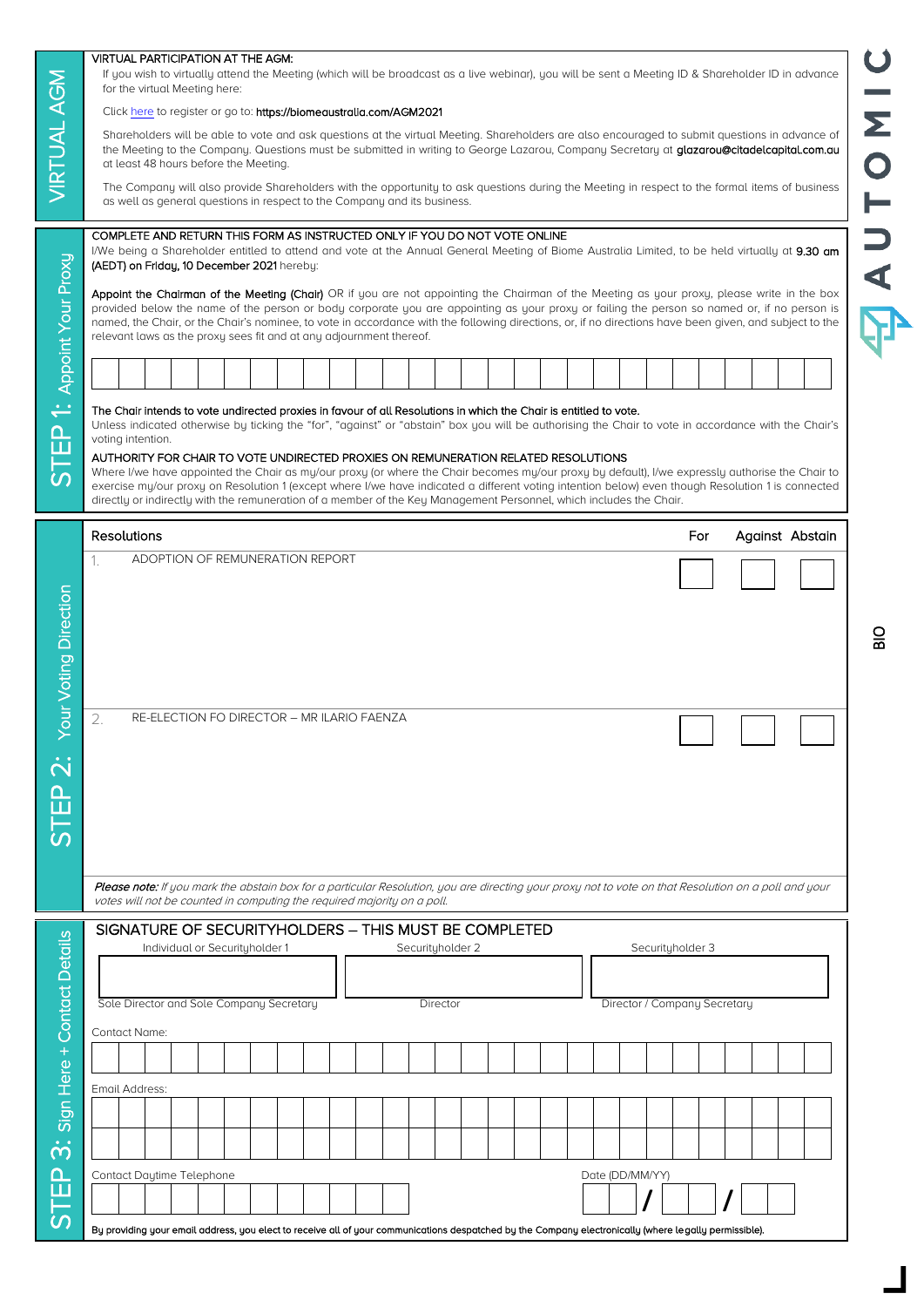## VIRTUAL AGM

**VIRTUAL PARTICIPATION AT THE AGM:**

If you wish to virtually attend the Meeting (which will be broadcast as a live webinar), you will be sent a Meeting ID & Shareholder ID in advance for the virtual Meeting here:

Click here to register or go to: **https://biomeaustralia.com/AGM2021**

Shareholders will be able to vote and ask questions at the virtual Meeting. Shareholders are also encouraged to submit questions in advance of the Meeting to the Company. Questions must be submitted in writing to George Lazarou, Company Secretary at **glazarou@citadelcapital.com.au** at least 48 hours before the Meeting.

The Company will also provide Shareholders with the opportunity to ask questions during the Meeting in respect to the formal items of business as well as general questions in respect to the Company and its business.

## STEP 1: Appoint Your Proxy

**COMPLETE AND RETURN THIS FORM AS INSTRUCTED ONLY IF YOU DO NOT VOTE ONLINE**

I/We being a Shareholder entitled to attend and vote at the Annual General Meeting of Biome Australia Limited, to be held virtually at **9.30 am (AEDT) on Friday, 10 December 2021** hereby:

**Appoint the Chairman of the Meeting (Chair)** OR if you are not appointing the Chairman of the Meeting as your proxy, please write in the box provided below the name of the person or body corporate you are appointing as your proxy or failing the person so named or, if no person is named, the Chair, or the Chair's nominee, to vote in accordance with the following directions, or, if no directions have been given, and subject to the relevant laws as the proxy sees fit and at any adjournment thereof.

| | | | | | | | | | | | | | | | | | | | | | | | | | | | |
|---|---|---|---|---|---|---|---|---|---|---|---|---|---|---|---|---|---|---|---|---|---|---|---|---|---|---|---|
| | | | | | | | | | | | | | | | | | | | | | | | | | | | |

**The Chair intends to vote undirected proxies in favour of all Resolutions in which the Chair is entitled to vote.**

Unless indicated otherwise by ticking the "for", "against" or "abstain" box you will be authorising the Chair to vote in accordance with the Chair's voting intention.

**AUTHORITY FOR CHAIR TO VOTE UNDIRECTED PROXIES ON REMUNERATION RELATED RESOLUTIONS**

Where I/we have appointed the Chair as my/our proxy (or where the Chair becomes my/our proxy by default), I/we expressly authorise the Chair to exercise my/our proxy on Resolution 1 (except where I/we have indicated a different voting intention below) even though Resolution 1 is connected directly or indirectly with the remuneration of a member of the Key Management Personnel, which includes the Chair.

## STEP 2: Your Voting Direction

| Resolutions | For | Against | Abstain |
|---|---|---|---|
| 1. ADOPTION OF REMUNERATION REPORT | ☐ | ☐ | ☐ |
| 2. RE-ELECTION FO DIRECTOR – MR ILARIO FAENZA | ☐ | ☐ | ☐ |

***Please note:*** *If you mark the abstain box for a particular Resolution, you are directing your proxy not to vote on that Resolution on a poll and your votes will not be counted in computing the required majority on a poll.*

## STEP 3: Sign Here + Contact Details

**SIGNATURE OF SECURITYHOLDERS – THIS MUST BE COMPLETED**

| Individual or Securityholder 1 | Securityholder 2 | Securityholder 3 |
|---|---|---|
| | | |
| Sole Director and Sole Company Secretary | Director | Director / Company Secretary |

Contact Name:

Email Address:

Contact Daytime Telephone

Date (DD/MM/YY) __ / __ / __

By providing your email address, you elect to receive all of your communications despatched by the Company electronically (where legally permissible).